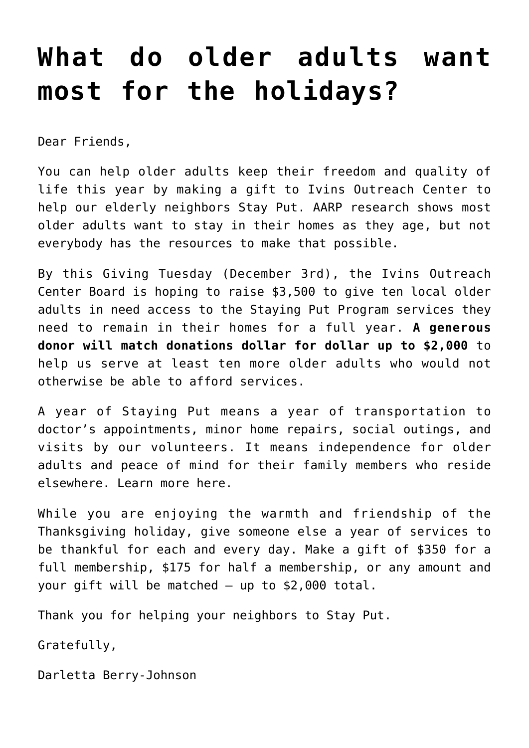# What do older adults want most for the holidays?

Dear Friends,

You can help older adults keep their freedom and quality of life this year by making a gift to Ivins Outreach Center to help our elderly neighbors Stay Put. AARP research shows most older adults want to stay in their homes as they age, but not everybody has the resources to make that possible.

By this Giving Tuesday (December 3rd), the Ivins Outreach Center Board is hoping to raise $3,500 to give ten local older adults in need access to the Staying Put Program services they need to remain in their homes for a full year. **A generous donor will match donations dollar for dollar up to $2,000** to help us serve at least ten more older adults who would not otherwise be able to afford services.

A year of Staying Put means a year of transportation to doctor's appointments, minor home repairs, social outings, and visits by our volunteers. It means independence for older adults and peace of mind for their family members who reside elsewhere. Learn more here.

While you are enjoying the warmth and friendship of the Thanksgiving holiday, give someone else a year of services to be thankful for each and every day. Make a gift of $350 for a full membership, $175 for half a membership, or any amount and your gift will be matched – up to $2,000 total.

Thank you for helping your neighbors to Stay Put.

Gratefully,

Darletta Berry-Johnson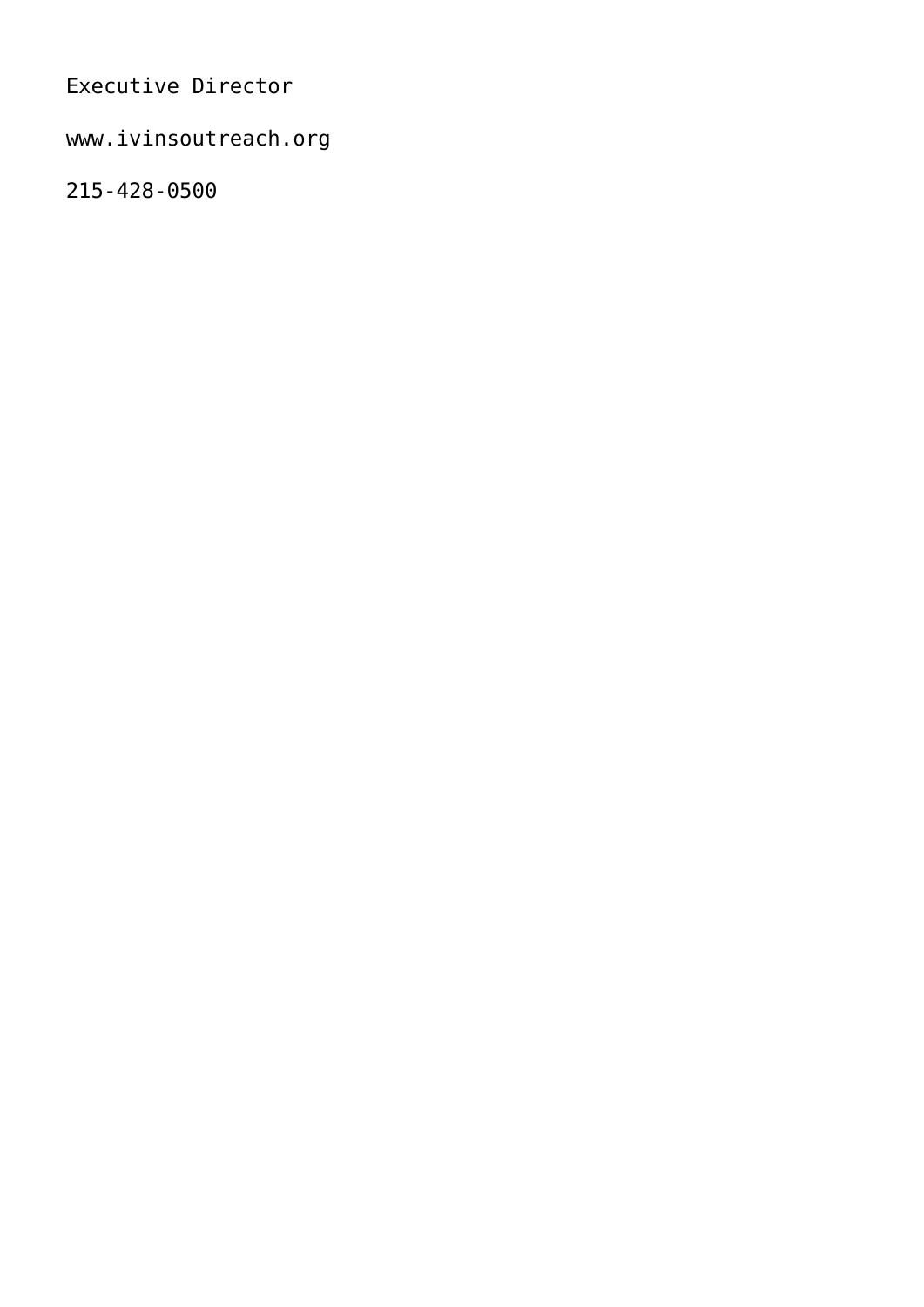Executive Director

www.ivinsoutreach.org

215-428-0500